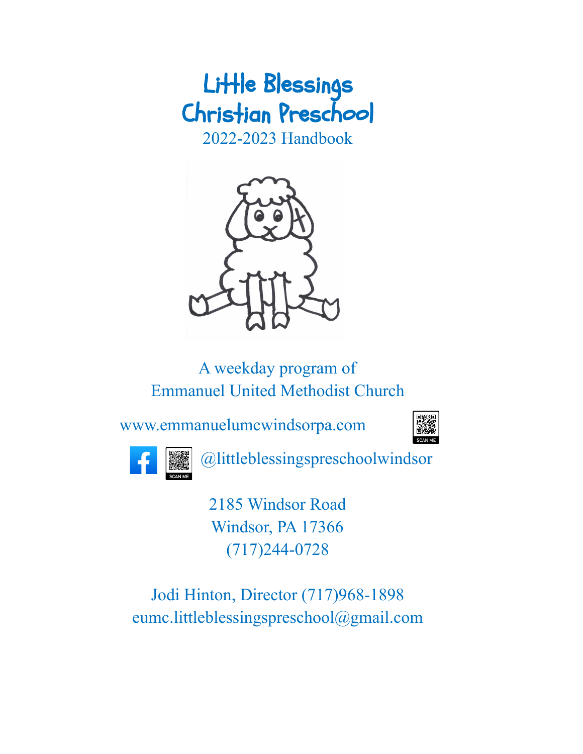# Little Blessings Christian Preschool

2022-2023 Handbook

A weekday program of
Emmanuel United Methodist Church

www.emmanuelumcwindsorpa.com

@littleblessingspreschoolwindsor

2185 Windsor Road
Windsor, PA 17366
(717)244-0728

Jodi Hinton, Director (717)968-1898
eumc.littleblessingspreschool@gmail.com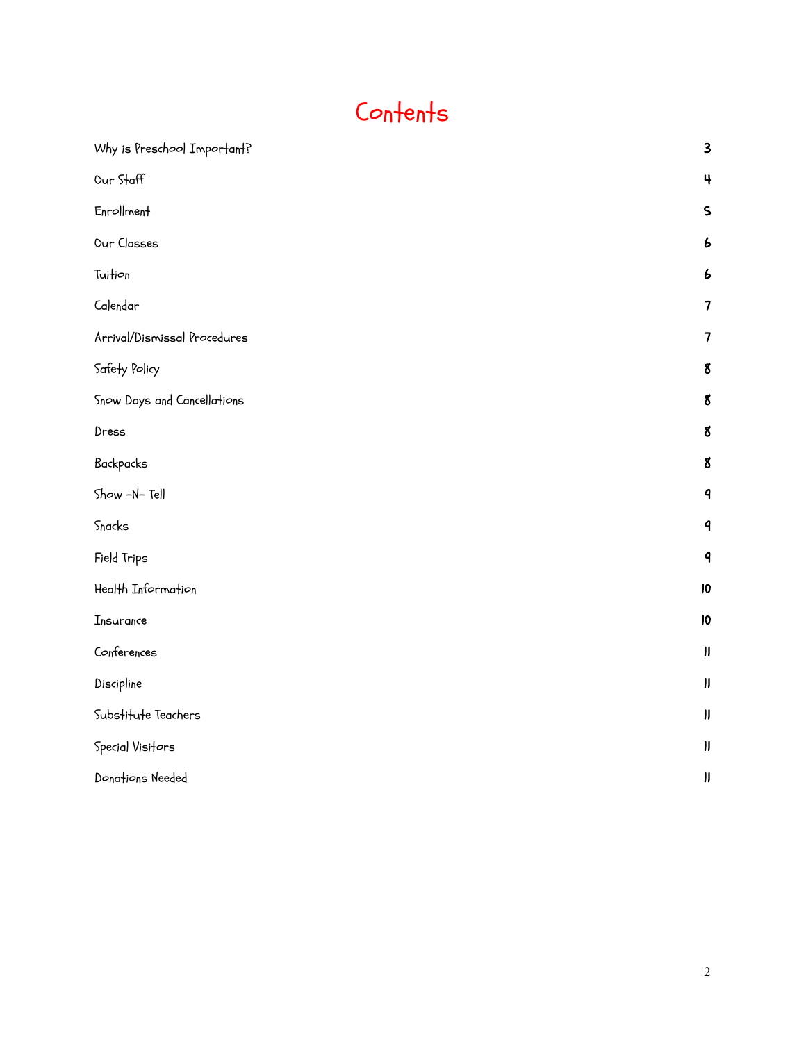# Contents

| | |
|---|---|
| Why is Preschool Important? | 3 |
| Our Staff | 4 |
| Enrollment | 5 |
| Our Classes | 6 |
| Tuition | 6 |
| Calendar | 7 |
| Arrival/Dismissal Procedures | 7 |
| Safety Policy | 8 |
| Snow Days and Cancellations | 8 |
| Dress | 8 |
| Backpacks | 8 |
| Show -N- Tell | 9 |
| Snacks | 9 |
| Field Trips | 9 |
| Health Information | 10 |
| Insurance | 10 |
| Conferences | 11 |
| Discipline | 11 |
| Substitute Teachers | 11 |
| Special Visitors | 11 |
| Donations Needed | 11 |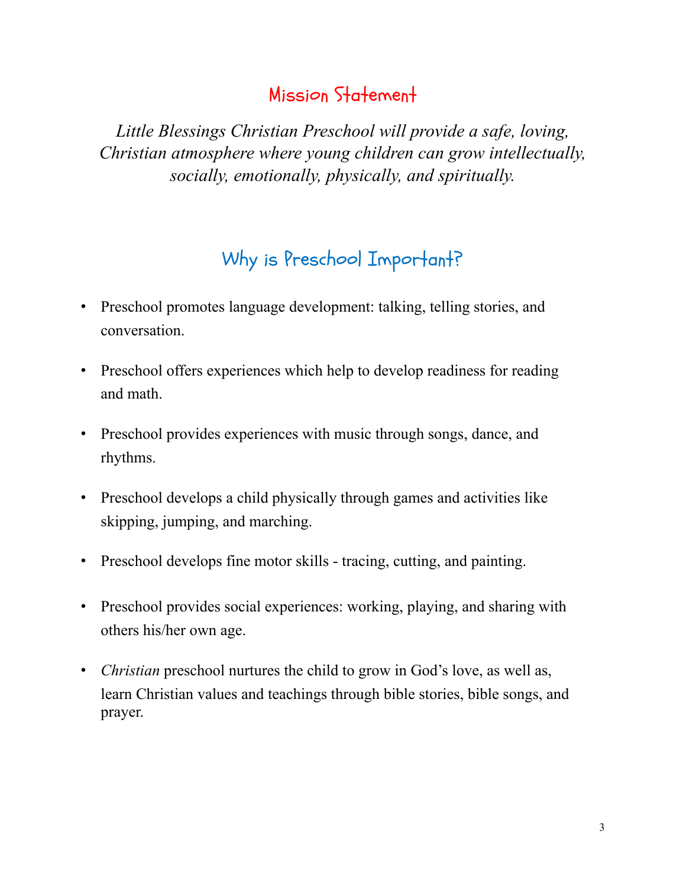## Mission Statement

*Little Blessings Christian Preschool will provide a safe, loving, Christian atmosphere where young children can grow intellectually, socially, emotionally, physically, and spiritually.*

## Why is Preschool Important?

- Preschool promotes language development: talking, telling stories, and conversation.
- Preschool offers experiences which help to develop readiness for reading and math.
- Preschool provides experiences with music through songs, dance, and rhythms.
- Preschool develops a child physically through games and activities like skipping, jumping, and marching.
- Preschool develops fine motor skills - tracing, cutting, and painting.
- Preschool provides social experiences: working, playing, and sharing with others his/her own age.
- *Christian* preschool nurtures the child to grow in God's love, as well as, learn Christian values and teachings through bible stories, bible songs, and prayer.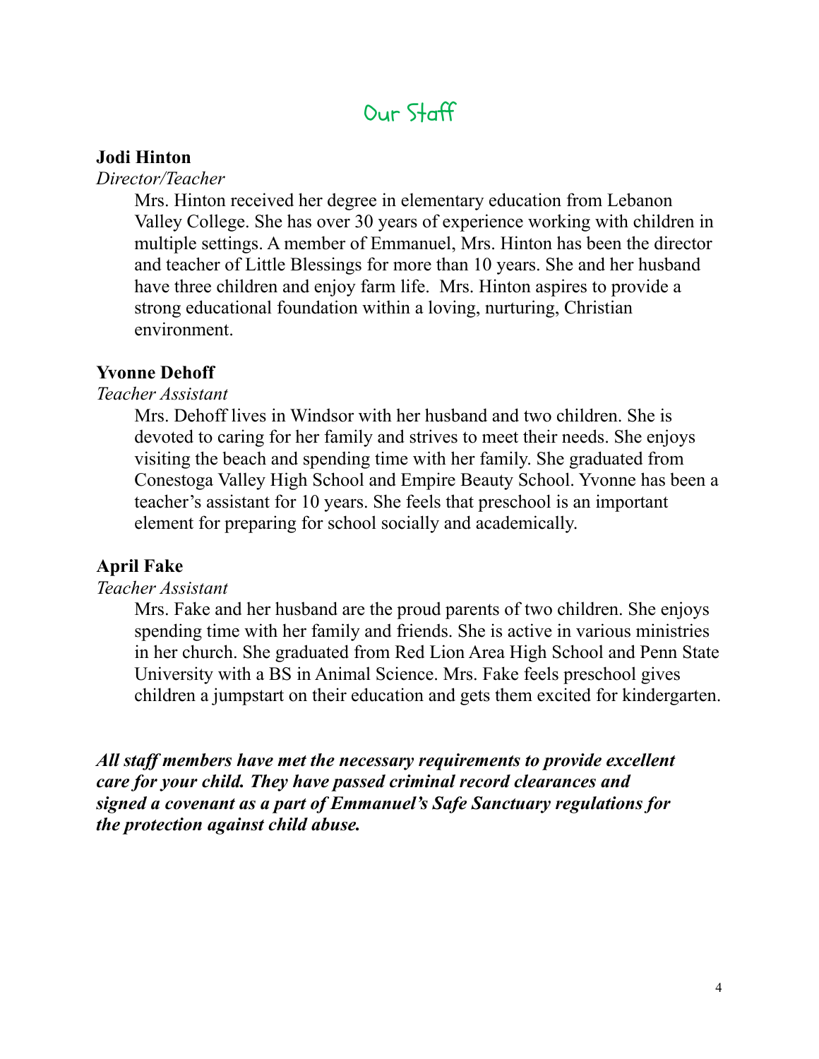# Our Staff

**Jodi Hinton**

*Director/Teacher*

Mrs. Hinton received her degree in elementary education from Lebanon Valley College. She has over 30 years of experience working with children in multiple settings. A member of Emmanuel, Mrs. Hinton has been the director and teacher of Little Blessings for more than 10 years. She and her husband have three children and enjoy farm life. Mrs. Hinton aspires to provide a strong educational foundation within a loving, nurturing, Christian environment.

**Yvonne Dehoff**

*Teacher Assistant*

Mrs. Dehoff lives in Windsor with her husband and two children. She is devoted to caring for her family and strives to meet their needs. She enjoys visiting the beach and spending time with her family. She graduated from Conestoga Valley High School and Empire Beauty School. Yvonne has been a teacher's assistant for 10 years. She feels that preschool is an important element for preparing for school socially and academically.

**April Fake**

*Teacher Assistant*

Mrs. Fake and her husband are the proud parents of two children. She enjoys spending time with her family and friends. She is active in various ministries in her church. She graduated from Red Lion Area High School and Penn State University with a BS in Animal Science. Mrs. Fake feels preschool gives children a jumpstart on their education and gets them excited for kindergarten.

***All staff members have met the necessary requirements to provide excellent care for your child. They have passed criminal record clearances and signed a covenant as a part of Emmanuel's Safe Sanctuary regulations for the protection against child abuse.***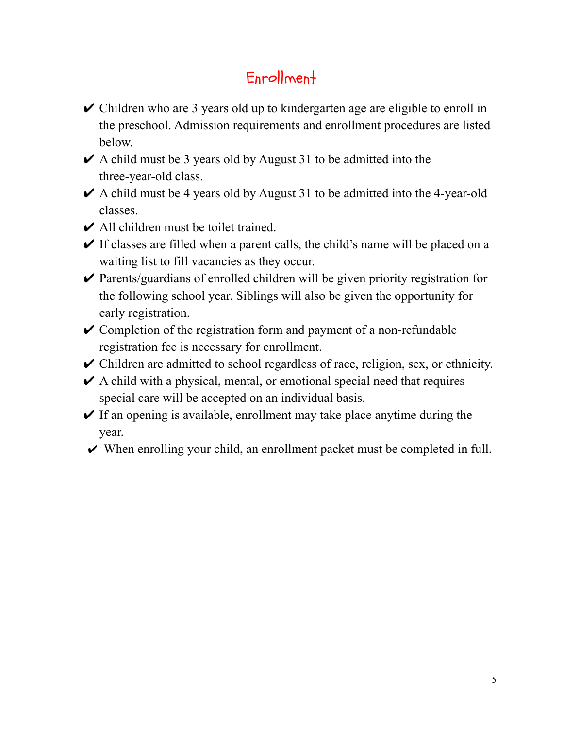# Enrollment

- ✔ Children who are 3 years old up to kindergarten age are eligible to enroll in the preschool. Admission requirements and enrollment procedures are listed below.
- ✔ A child must be 3 years old by August 31 to be admitted into the three-year-old class.
- ✔ A child must be 4 years old by August 31 to be admitted into the 4-year-old classes.
- ✔ All children must be toilet trained.
- ✔ If classes are filled when a parent calls, the child's name will be placed on a waiting list to fill vacancies as they occur.
- ✔ Parents/guardians of enrolled children will be given priority registration for the following school year. Siblings will also be given the opportunity for early registration.
- ✔ Completion of the registration form and payment of a non-refundable registration fee is necessary for enrollment.
- ✔ Children are admitted to school regardless of race, religion, sex, or ethnicity.
- ✔ A child with a physical, mental, or emotional special need that requires special care will be accepted on an individual basis.
- ✔ If an opening is available, enrollment may take place anytime during the year.
- ✔ When enrolling your child, an enrollment packet must be completed in full.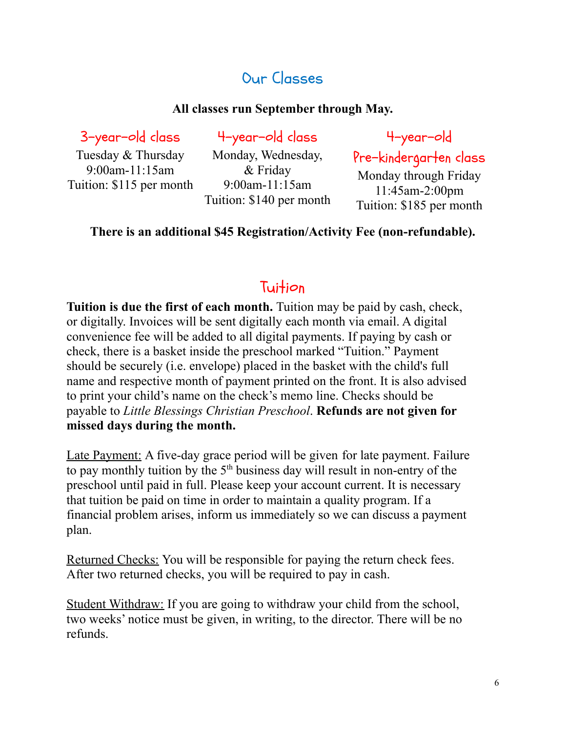# Our Classes

**All classes run September through May.**

### 3-year-old class

Tuesday & Thursday
9:00am-11:15am
Tuition: $115 per month

### 4-year-old class

Monday, Wednesday, & Friday
9:00am-11:15am
Tuition: $140 per month

### 4-year-old Pre-kindergarten class

Monday through Friday
11:45am-2:00pm
Tuition: $185 per month

**There is an additional $45 Registration/Activity Fee (non-refundable).**

# Tuition

**Tuition is due the first of each month.** Tuition may be paid by cash, check, or digitally. Invoices will be sent digitally each month via email. A digital convenience fee will be added to all digital payments. If paying by cash or check, there is a basket inside the preschool marked "Tuition." Payment should be securely (i.e. envelope) placed in the basket with the child's full name and respective month of payment printed on the front. It is also advised to print your child's name on the check's memo line. Checks should be payable to *Little Blessings Christian Preschool*. **Refunds are not given for missed days during the month.**

Late Payment: A five-day grace period will be given for late payment. Failure to pay monthly tuition by the 5th business day will result in non-entry of the preschool until paid in full. Please keep your account current. It is necessary that tuition be paid on time in order to maintain a quality program. If a financial problem arises, inform us immediately so we can discuss a payment plan.

Returned Checks: You will be responsible for paying the return check fees. After two returned checks, you will be required to pay in cash.

Student Withdraw: If you are going to withdraw your child from the school, two weeks' notice must be given, in writing, to the director. There will be no refunds.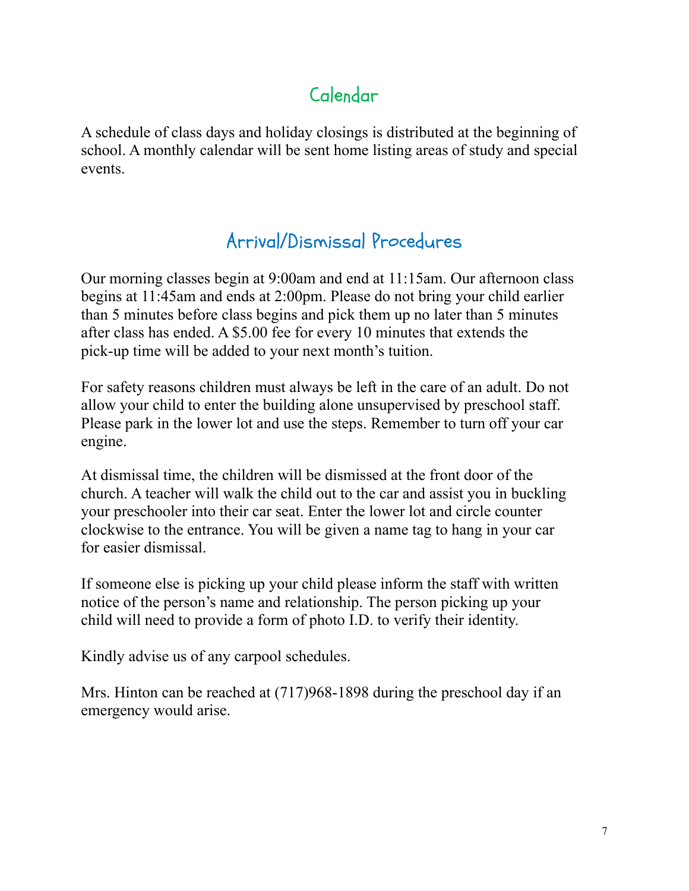## Calendar

A schedule of class days and holiday closings is distributed at the beginning of school. A monthly calendar will be sent home listing areas of study and special events.

## Arrival/Dismissal Procedures

Our morning classes begin at 9:00am and end at 11:15am. Our afternoon class begins at 11:45am and ends at 2:00pm. Please do not bring your child earlier than 5 minutes before class begins and pick them up no later than 5 minutes after class has ended. A $5.00 fee for every 10 minutes that extends the pick-up time will be added to your next month's tuition.

For safety reasons children must always be left in the care of an adult. Do not allow your child to enter the building alone unsupervised by preschool staff. Please park in the lower lot and use the steps. Remember to turn off your car engine.

At dismissal time, the children will be dismissed at the front door of the church. A teacher will walk the child out to the car and assist you in buckling your preschooler into their car seat. Enter the lower lot and circle counter clockwise to the entrance. You will be given a name tag to hang in your car for easier dismissal.

If someone else is picking up your child please inform the staff with written notice of the person's name and relationship. The person picking up your child will need to provide a form of photo I.D. to verify their identity.

Kindly advise us of any carpool schedules.

Mrs. Hinton can be reached at (717)968-1898 during the preschool day if an emergency would arise.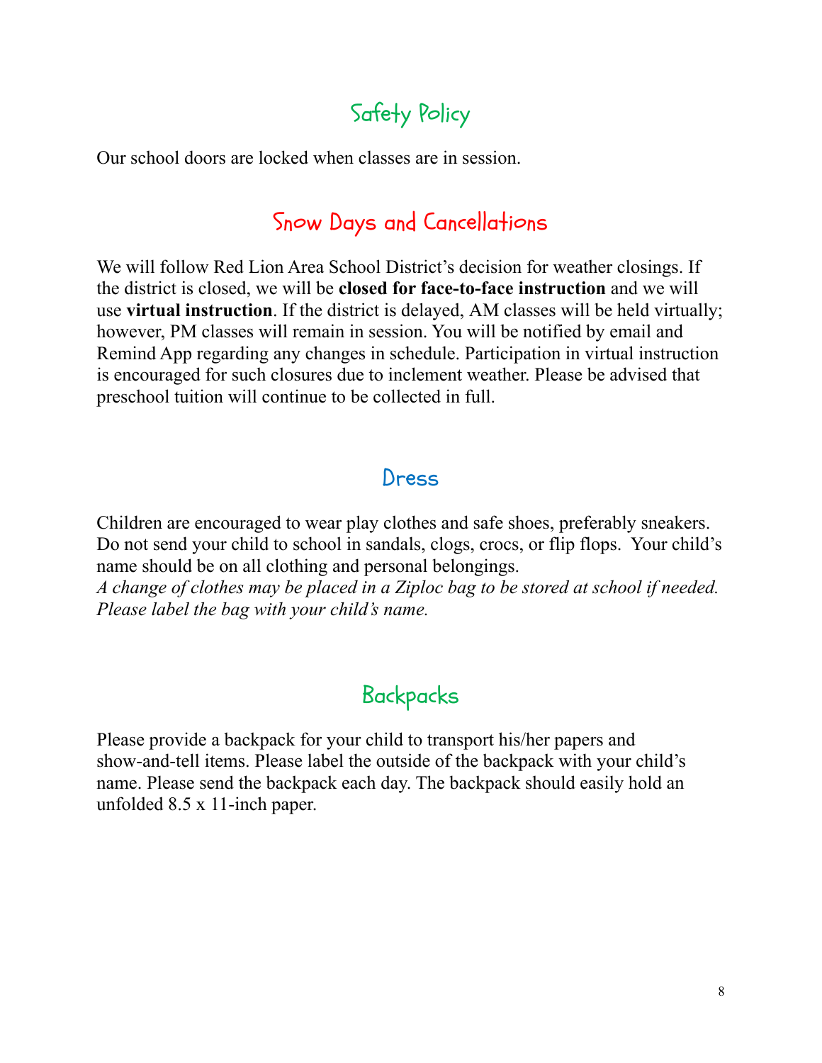## Safety Policy

Our school doors are locked when classes are in session.

## Snow Days and Cancellations

We will follow Red Lion Area School District's decision for weather closings. If the district is closed, we will be **closed for face-to-face instruction** and we will use **virtual instruction**. If the district is delayed, AM classes will be held virtually; however, PM classes will remain in session. You will be notified by email and Remind App regarding any changes in schedule. Participation in virtual instruction is encouraged for such closures due to inclement weather. Please be advised that preschool tuition will continue to be collected in full.

## Dress

Children are encouraged to wear play clothes and safe shoes, preferably sneakers. Do not send your child to school in sandals, clogs, crocs, or flip flops. Your child's name should be on all clothing and personal belongings.
*A change of clothes may be placed in a Ziploc bag to be stored at school if needed. Please label the bag with your child's name.*

## Backpacks

Please provide a backpack for your child to transport his/her papers and show-and-tell items. Please label the outside of the backpack with your child's name. Please send the backpack each day. The backpack should easily hold an unfolded 8.5 x 11-inch paper.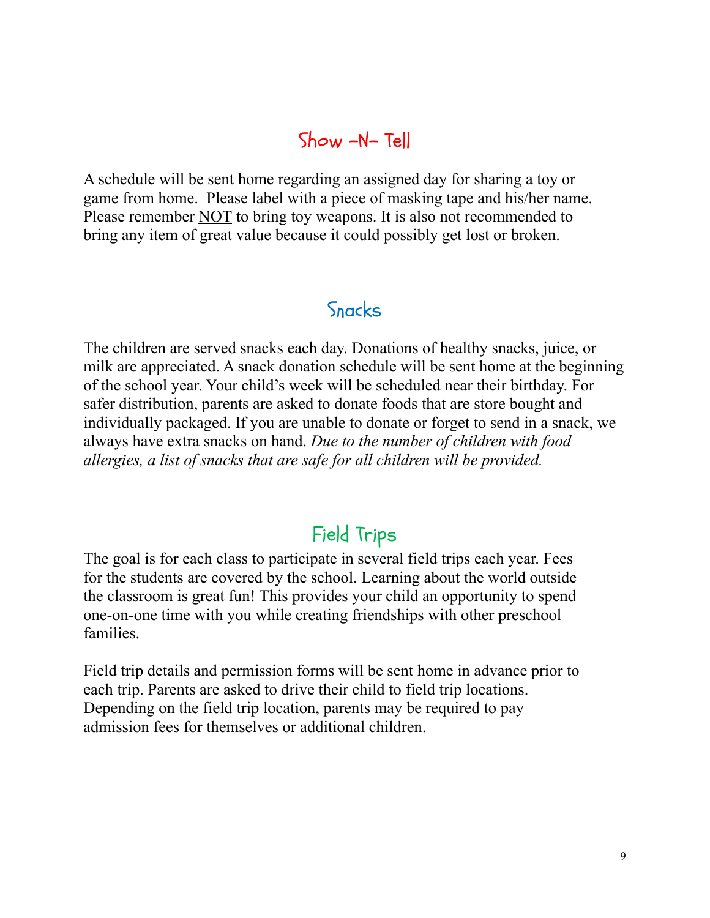## Show -N- Tell

A schedule will be sent home regarding an assigned day for sharing a toy or game from home. Please label with a piece of masking tape and his/her name. Please remember <u>NOT</u> to bring toy weapons. It is also not recommended to bring any item of great value because it could possibly get lost or broken.

## Snacks

The children are served snacks each day. Donations of healthy snacks, juice, or milk are appreciated. A snack donation schedule will be sent home at the beginning of the school year. Your child's week will be scheduled near their birthday. For safer distribution, parents are asked to donate foods that are store bought and individually packaged. If you are unable to donate or forget to send in a snack, we always have extra snacks on hand. *Due to the number of children with food allergies, a list of snacks that are safe for all children will be provided.*

## Field Trips

The goal is for each class to participate in several field trips each year. Fees for the students are covered by the school. Learning about the world outside the classroom is great fun! This provides your child an opportunity to spend one-on-one time with you while creating friendships with other preschool families.

Field trip details and permission forms will be sent home in advance prior to each trip. Parents are asked to drive their child to field trip locations. Depending on the field trip location, parents may be required to pay admission fees for themselves or additional children.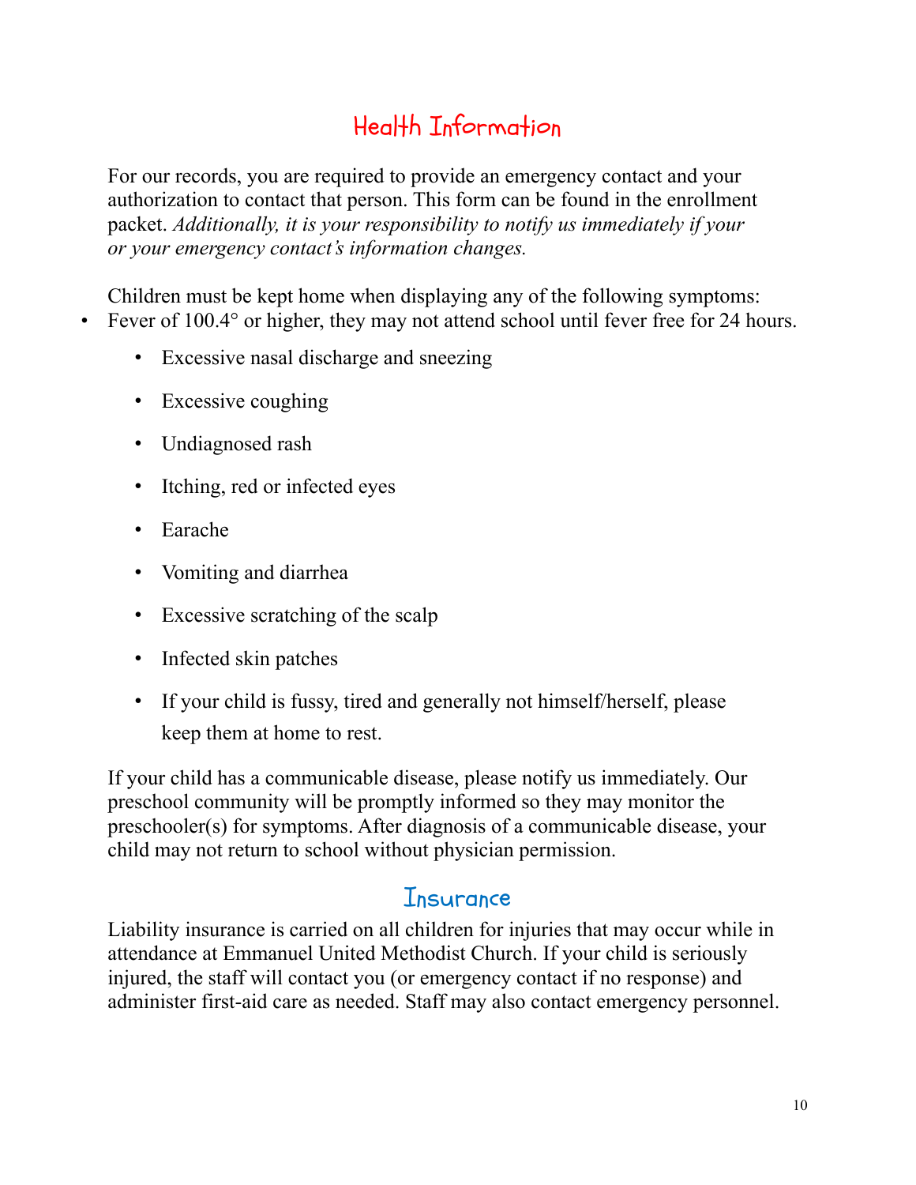## Health Information

For our records, you are required to provide an emergency contact and your authorization to contact that person. This form can be found in the enrollment packet. *Additionally, it is your responsibility to notify us immediately if your or your emergency contact's information changes.*

Children must be kept home when displaying any of the following symptoms:

- Fever of 100.4° or higher, they may not attend school until fever free for 24 hours.
  - Excessive nasal discharge and sneezing
  - Excessive coughing
  - Undiagnosed rash
  - Itching, red or infected eyes
  - Earache
  - Vomiting and diarrhea
  - Excessive scratching of the scalp
  - Infected skin patches
  - If your child is fussy, tired and generally not himself/herself, please keep them at home to rest.

If your child has a communicable disease, please notify us immediately. Our preschool community will be promptly informed so they may monitor the preschooler(s) for symptoms. After diagnosis of a communicable disease, your child may not return to school without physician permission.

## Insurance

Liability insurance is carried on all children for injuries that may occur while in attendance at Emmanuel United Methodist Church. If your child is seriously injured, the staff will contact you (or emergency contact if no response) and administer first-aid care as needed. Staff may also contact emergency personnel.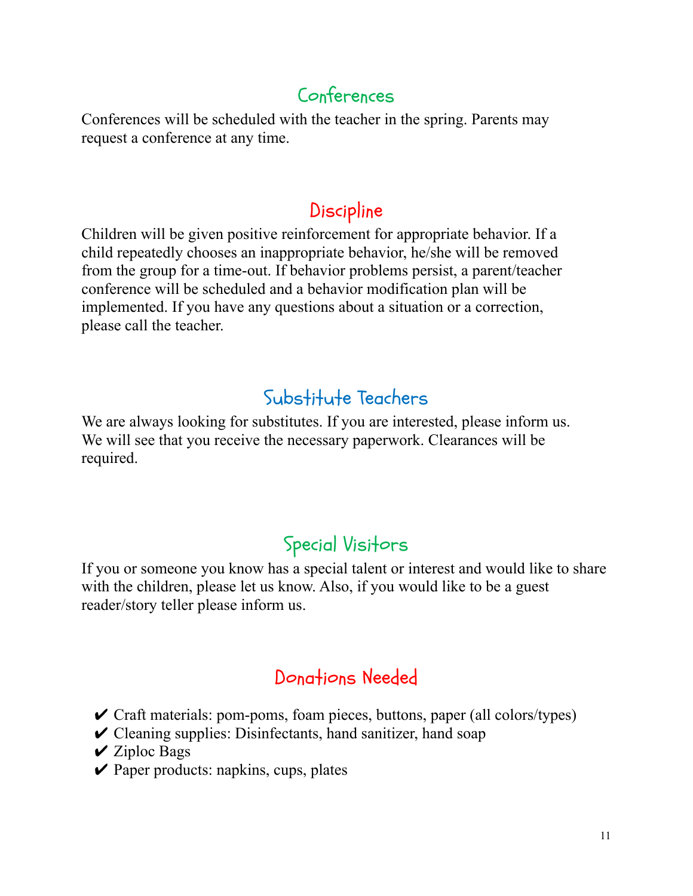## Conferences

Conferences will be scheduled with the teacher in the spring. Parents may request a conference at any time.

## Discipline

Children will be given positive reinforcement for appropriate behavior. If a child repeatedly chooses an inappropriate behavior, he/she will be removed from the group for a time-out. If behavior problems persist, a parent/teacher conference will be scheduled and a behavior modification plan will be implemented. If you have any questions about a situation or a correction, please call the teacher.

## Substitute Teachers

We are always looking for substitutes. If you are interested, please inform us. We will see that you receive the necessary paperwork. Clearances will be required.

## Special Visitors

If you or someone you know has a special talent or interest and would like to share with the children, please let us know. Also, if you would like to be a guest reader/story teller please inform us.

## Donations Needed

- ✔ Craft materials: pom-poms, foam pieces, buttons, paper (all colors/types)
- ✔ Cleaning supplies: Disinfectants, hand sanitizer, hand soap
- ✔ Ziploc Bags
- ✔ Paper products: napkins, cups, plates